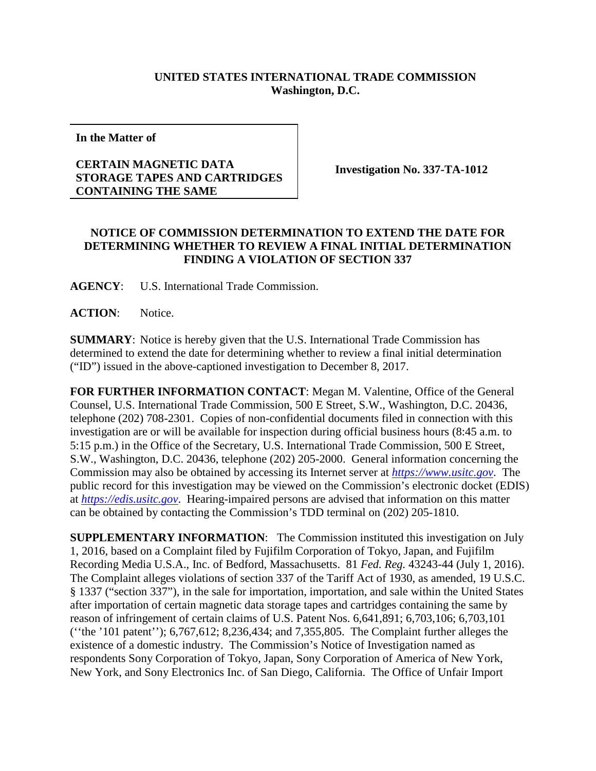**UNITED STATES INTERNATIONAL TRADE COMMISSION**
**Washington, D.C.**

| **In the Matter of** **CERTAIN MAGNETIC DATA STORAGE TAPES AND CARTRIDGES CONTAINING THE SAME** | **Investigation No. 337-TA-1012** |
|---|---|

**NOTICE OF COMMISSION DETERMINATION TO EXTEND THE DATE FOR DETERMINING WHETHER TO REVIEW A FINAL INITIAL DETERMINATION FINDING A VIOLATION OF SECTION 337**

**AGENCY**: U.S. International Trade Commission.

**ACTION**: Notice.

**SUMMARY**: Notice is hereby given that the U.S. International Trade Commission has determined to extend the date for determining whether to review a final initial determination ("ID") issued in the above-captioned investigation to December 8, 2017.

**FOR FURTHER INFORMATION CONTACT**: Megan M. Valentine, Office of the General Counsel, U.S. International Trade Commission, 500 E Street, S.W., Washington, D.C. 20436, telephone (202) 708-2301. Copies of non-confidential documents filed in connection with this investigation are or will be available for inspection during official business hours (8:45 a.m. to 5:15 p.m.) in the Office of the Secretary, U.S. International Trade Commission, 500 E Street, S.W., Washington, D.C. 20436, telephone (202) 205-2000. General information concerning the Commission may also be obtained by accessing its Internet server at *https://www.usitc.gov*. The public record for this investigation may be viewed on the Commission's electronic docket (EDIS) at *https://edis.usitc.gov*. Hearing-impaired persons are advised that information on this matter can be obtained by contacting the Commission's TDD terminal on (202) 205-1810.

**SUPPLEMENTARY INFORMATION**: The Commission instituted this investigation on July 1, 2016, based on a Complaint filed by Fujifilm Corporation of Tokyo, Japan, and Fujifilm Recording Media U.S.A., Inc. of Bedford, Massachusetts. 81 *Fed. Reg.* 43243-44 (July 1, 2016). The Complaint alleges violations of section 337 of the Tariff Act of 1930, as amended, 19 U.S.C. § 1337 ("section 337"), in the sale for importation, importation, and sale within the United States after importation of certain magnetic data storage tapes and cartridges containing the same by reason of infringement of certain claims of U.S. Patent Nos. 6,641,891; 6,703,106; 6,703,101 (''the '101 patent''); 6,767,612; 8,236,434; and 7,355,805. The Complaint further alleges the existence of a domestic industry. The Commission's Notice of Investigation named as respondents Sony Corporation of Tokyo, Japan, Sony Corporation of America of New York, New York, and Sony Electronics Inc. of San Diego, California. The Office of Unfair Import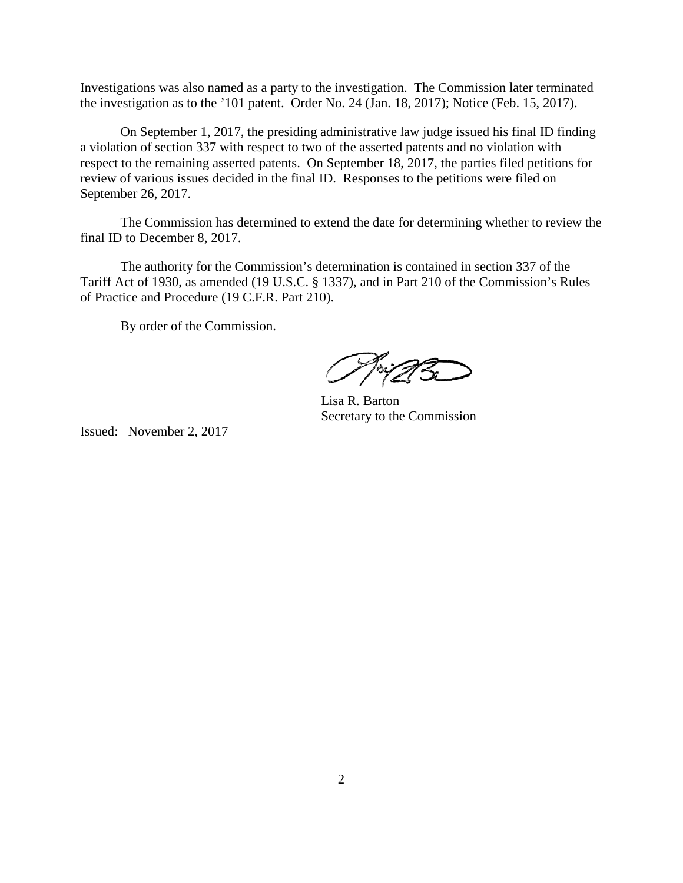Investigations was also named as a party to the investigation. The Commission later terminated the investigation as to the '101 patent. Order No. 24 (Jan. 18, 2017); Notice (Feb. 15, 2017).

On September 1, 2017, the presiding administrative law judge issued his final ID finding a violation of section 337 with respect to two of the asserted patents and no violation with respect to the remaining asserted patents. On September 18, 2017, the parties filed petitions for review of various issues decided in the final ID. Responses to the petitions were filed on September 26, 2017.

The Commission has determined to extend the date for determining whether to review the final ID to December 8, 2017.

The authority for the Commission's determination is contained in section 337 of the Tariff Act of 1930, as amended (19 U.S.C. § 1337), and in Part 210 of the Commission's Rules of Practice and Procedure (19 C.F.R. Part 210).

By order of the Commission.

Lisa R. Barton
Secretary to the Commission

Issued: November 2, 2017